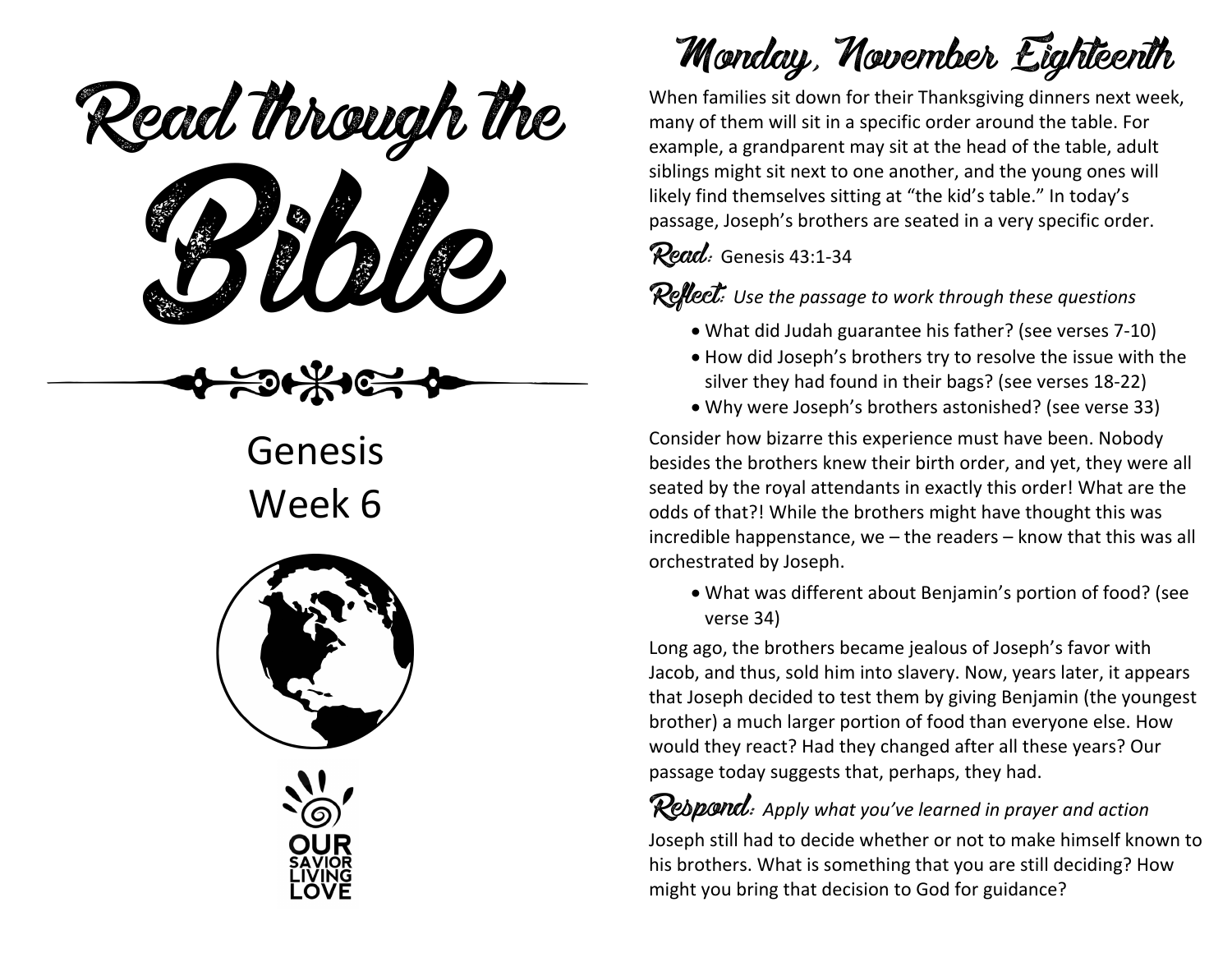# Read through the Bible

Genesis
Week 6

OUR SAVIOR LIVING LOVE

## Monday, November Eighteenth

When families sit down for their Thanksgiving dinners next week, many of them will sit in a specific order around the table. For example, a grandparent may sit at the head of the table, adult siblings might sit next to one another, and the young ones will likely find themselves sitting at "the kid's table." In today's passage, Joseph's brothers are seated in a very specific order.

**Read:** Genesis 43:1-34

**Reflect:** *Use the passage to work through these questions*

- What did Judah guarantee his father? (see verses 7-10)
- How did Joseph's brothers try to resolve the issue with the silver they had found in their bags? (see verses 18-22)
- Why were Joseph's brothers astonished? (see verse 33)

Consider how bizarre this experience must have been. Nobody besides the brothers knew their birth order, and yet, they were all seated by the royal attendants in exactly this order! What are the odds of that?! While the brothers might have thought this was incredible happenstance, we – the readers – know that this was all orchestrated by Joseph.

- What was different about Benjamin's portion of food? (see verse 34)

Long ago, the brothers became jealous of Joseph's favor with Jacob, and thus, sold him into slavery. Now, years later, it appears that Joseph decided to test them by giving Benjamin (the youngest brother) a much larger portion of food than everyone else. How would they react? Had they changed after all these years? Our passage today suggests that, perhaps, they had.

**Respond:** *Apply what you've learned in prayer and action*

Joseph still had to decide whether or not to make himself known to his brothers. What is something that you are still deciding? How might you bring that decision to God for guidance?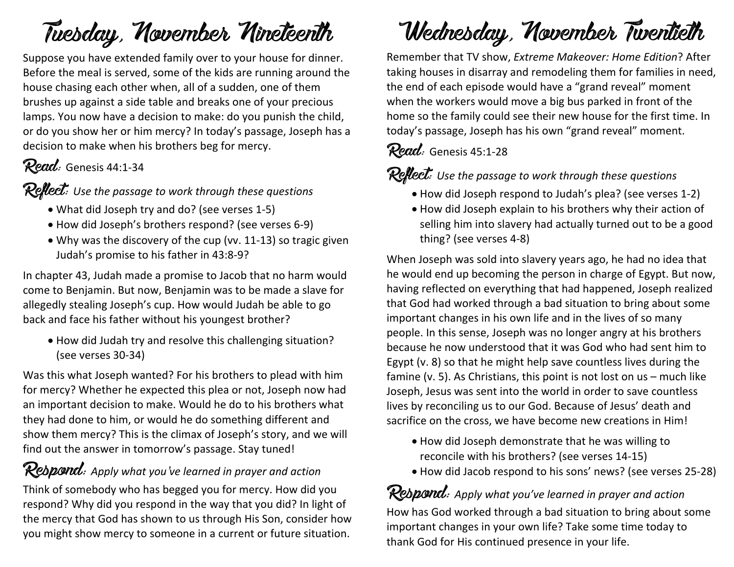# Tuesday, November Nineteenth

Suppose you have extended family over to your house for dinner. Before the meal is served, some of the kids are running around the house chasing each other when, all of a sudden, one of them brushes up against a side table and breaks one of your precious lamps. You now have a decision to make: do you punish the child, or do you show her or him mercy? In today's passage, Joseph has a decision to make when his brothers beg for mercy.

**Read:** Genesis 44:1-34

**Reflect:** *Use the passage to work through these questions*

- What did Joseph try and do? (see verses 1-5)
- How did Joseph's brothers respond? (see verses 6-9)
- Why was the discovery of the cup (vv. 11-13) so tragic given Judah's promise to his father in 43:8-9?

In chapter 43, Judah made a promise to Jacob that no harm would come to Benjamin. But now, Benjamin was to be made a slave for allegedly stealing Joseph's cup. How would Judah be able to go back and face his father without his youngest brother?

- How did Judah try and resolve this challenging situation? (see verses 30-34)

Was this what Joseph wanted? For his brothers to plead with him for mercy? Whether he expected this plea or not, Joseph now had an important decision to make. Would he do to his brothers what they had done to him, or would he do something different and show them mercy? This is the climax of Joseph's story, and we will find out the answer in tomorrow's passage. Stay tuned!

**Respond:** *Apply what you've learned in prayer and action*

Think of somebody who has begged you for mercy. How did you respond? Why did you respond in the way that you did? In light of the mercy that God has shown to us through His Son, consider how you might show mercy to someone in a current or future situation.

# Wednesday, November Twentieth

Remember that TV show, *Extreme Makeover: Home Edition*? After taking houses in disarray and remodeling them for families in need, the end of each episode would have a "grand reveal" moment when the workers would move a big bus parked in front of the home so the family could see their new house for the first time. In today's passage, Joseph has his own "grand reveal" moment.

**Read:** Genesis 45:1-28

**Reflect:** *Use the passage to work through these questions*

- How did Joseph respond to Judah's plea? (see verses 1-2)
- How did Joseph explain to his brothers why their action of selling him into slavery had actually turned out to be a good thing? (see verses 4-8)

When Joseph was sold into slavery years ago, he had no idea that he would end up becoming the person in charge of Egypt. But now, having reflected on everything that had happened, Joseph realized that God had worked through a bad situation to bring about some important changes in his own life and in the lives of so many people. In this sense, Joseph was no longer angry at his brothers because he now understood that it was God who had sent him to Egypt (v. 8) so that he might help save countless lives during the famine (v. 5). As Christians, this point is not lost on us – much like Joseph, Jesus was sent into the world in order to save countless lives by reconciling us to our God. Because of Jesus' death and sacrifice on the cross, we have become new creations in Him!

- How did Joseph demonstrate that he was willing to reconcile with his brothers? (see verses 14-15)
- How did Jacob respond to his sons' news? (see verses 25-28)

**Respond:** *Apply what you've learned in prayer and action*

How has God worked through a bad situation to bring about some important changes in your own life? Take some time today to thank God for His continued presence in your life.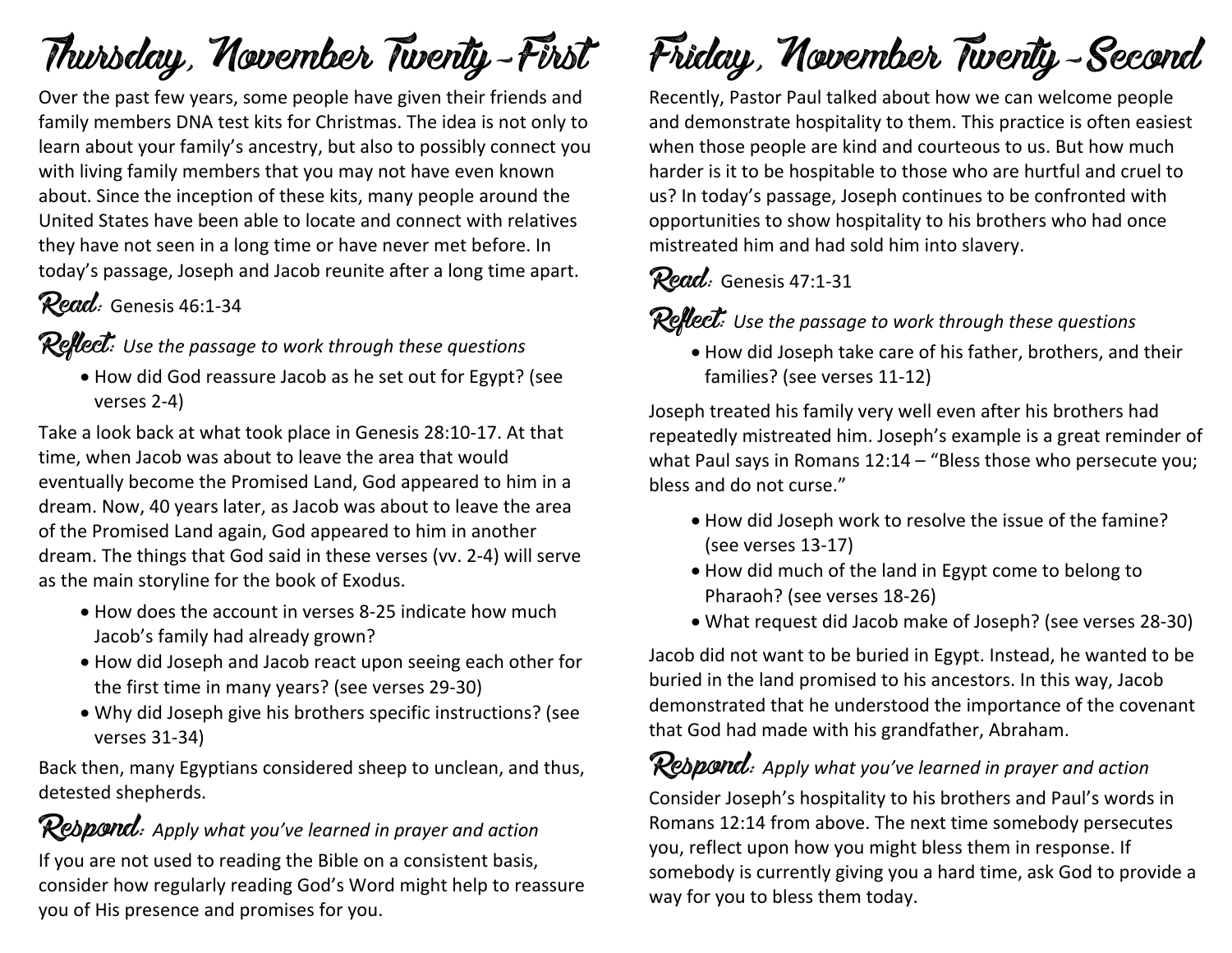# Thursday, November Twenty-First

Over the past few years, some people have given their friends and family members DNA test kits for Christmas. The idea is not only to learn about your family's ancestry, but also to possibly connect you with living family members that you may not have even known about. Since the inception of these kits, many people around the United States have been able to locate and connect with relatives they have not seen in a long time or have never met before. In today's passage, Joseph and Jacob reunite after a long time apart.

**Read:** Genesis 46:1-34

**Reflect:** *Use the passage to work through these questions*

- How did God reassure Jacob as he set out for Egypt? (see verses 2-4)

Take a look back at what took place in Genesis 28:10-17. At that time, when Jacob was about to leave the area that would eventually become the Promised Land, God appeared to him in a dream. Now, 40 years later, as Jacob was about to leave the area of the Promised Land again, God appeared to him in another dream. The things that God said in these verses (vv. 2-4) will serve as the main storyline for the book of Exodus.

- How does the account in verses 8-25 indicate how much Jacob's family had already grown?
- How did Joseph and Jacob react upon seeing each other for the first time in many years? (see verses 29-30)
- Why did Joseph give his brothers specific instructions? (see verses 31-34)

Back then, many Egyptians considered sheep to unclean, and thus, detested shepherds.

**Respond:** *Apply what you've learned in prayer and action*

If you are not used to reading the Bible on a consistent basis, consider how regularly reading God's Word might help to reassure you of His presence and promises for you.

# Friday, November Twenty-Second

Recently, Pastor Paul talked about how we can welcome people and demonstrate hospitality to them. This practice is often easiest when those people are kind and courteous to us. But how much harder is it to be hospitable to those who are hurtful and cruel to us? In today's passage, Joseph continues to be confronted with opportunities to show hospitality to his brothers who had once mistreated him and had sold him into slavery.

**Read:** Genesis 47:1-31

**Reflect:** *Use the passage to work through these questions*

- How did Joseph take care of his father, brothers, and their families? (see verses 11-12)

Joseph treated his family very well even after his brothers had repeatedly mistreated him. Joseph's example is a great reminder of what Paul says in Romans 12:14 – "Bless those who persecute you; bless and do not curse."

- How did Joseph work to resolve the issue of the famine? (see verses 13-17)
- How did much of the land in Egypt come to belong to Pharaoh? (see verses 18-26)
- What request did Jacob make of Joseph? (see verses 28-30)

Jacob did not want to be buried in Egypt. Instead, he wanted to be buried in the land promised to his ancestors. In this way, Jacob demonstrated that he understood the importance of the covenant that God had made with his grandfather, Abraham.

**Respond:** *Apply what you've learned in prayer and action*

Consider Joseph's hospitality to his brothers and Paul's words in Romans 12:14 from above. The next time somebody persecutes you, reflect upon how you might bless them in response. If somebody is currently giving you a hard time, ask God to provide a way for you to bless them today.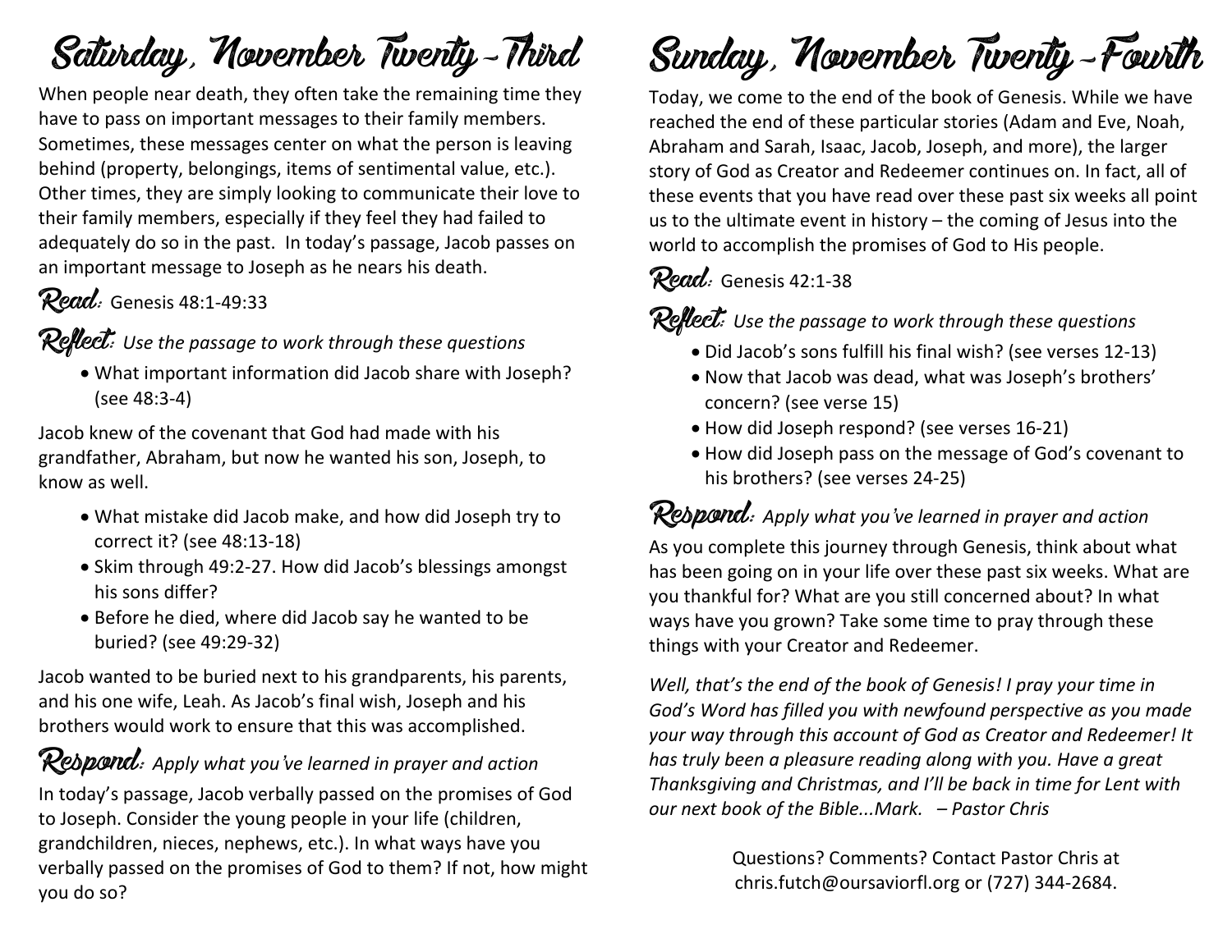# Saturday, November Twenty-Third

When people near death, they often take the remaining time they have to pass on important messages to their family members. Sometimes, these messages center on what the person is leaving behind (property, belongings, items of sentimental value, etc.). Other times, they are simply looking to communicate their love to their family members, especially if they feel they had failed to adequately do so in the past. In today's passage, Jacob passes on an important message to Joseph as he nears his death.

**Read:** Genesis 48:1-49:33

**Reflect:** *Use the passage to work through these questions*

- What important information did Jacob share with Joseph? (see 48:3-4)

Jacob knew of the covenant that God had made with his grandfather, Abraham, but now he wanted his son, Joseph, to know as well.

- What mistake did Jacob make, and how did Joseph try to correct it? (see 48:13-18)
- Skim through 49:2-27. How did Jacob's blessings amongst his sons differ?
- Before he died, where did Jacob say he wanted to be buried? (see 49:29-32)

Jacob wanted to be buried next to his grandparents, his parents, and his one wife, Leah. As Jacob's final wish, Joseph and his brothers would work to ensure that this was accomplished.

**Respond:** *Apply what you've learned in prayer and action*

In today's passage, Jacob verbally passed on the promises of God to Joseph. Consider the young people in your life (children, grandchildren, nieces, nephews, etc.). In what ways have you verbally passed on the promises of God to them? If not, how might you do so?

# Sunday, November Twenty-Fourth

Today, we come to the end of the book of Genesis. While we have reached the end of these particular stories (Adam and Eve, Noah, Abraham and Sarah, Isaac, Jacob, Joseph, and more), the larger story of God as Creator and Redeemer continues on. In fact, all of these events that you have read over these past six weeks all point us to the ultimate event in history – the coming of Jesus into the world to accomplish the promises of God to His people.

**Read:** Genesis 42:1-38

**Reflect:** *Use the passage to work through these questions*

- Did Jacob's sons fulfill his final wish? (see verses 12-13)
- Now that Jacob was dead, what was Joseph's brothers' concern? (see verse 15)
- How did Joseph respond? (see verses 16-21)
- How did Joseph pass on the message of God's covenant to his brothers? (see verses 24-25)

**Respond:** *Apply what you've learned in prayer and action*

As you complete this journey through Genesis, think about what has been going on in your life over these past six weeks. What are you thankful for? What are you still concerned about? In what ways have you grown? Take some time to pray through these things with your Creator and Redeemer.

*Well, that's the end of the book of Genesis! I pray your time in God's Word has filled you with newfound perspective as you made your way through this account of God as Creator and Redeemer! It has truly been a pleasure reading along with you. Have a great Thanksgiving and Christmas, and I'll be back in time for Lent with our next book of the Bible...Mark. – Pastor Chris*

Questions? Comments? Contact Pastor Chris at chris.futch@oursaviorfl.org or (727) 344-2684.